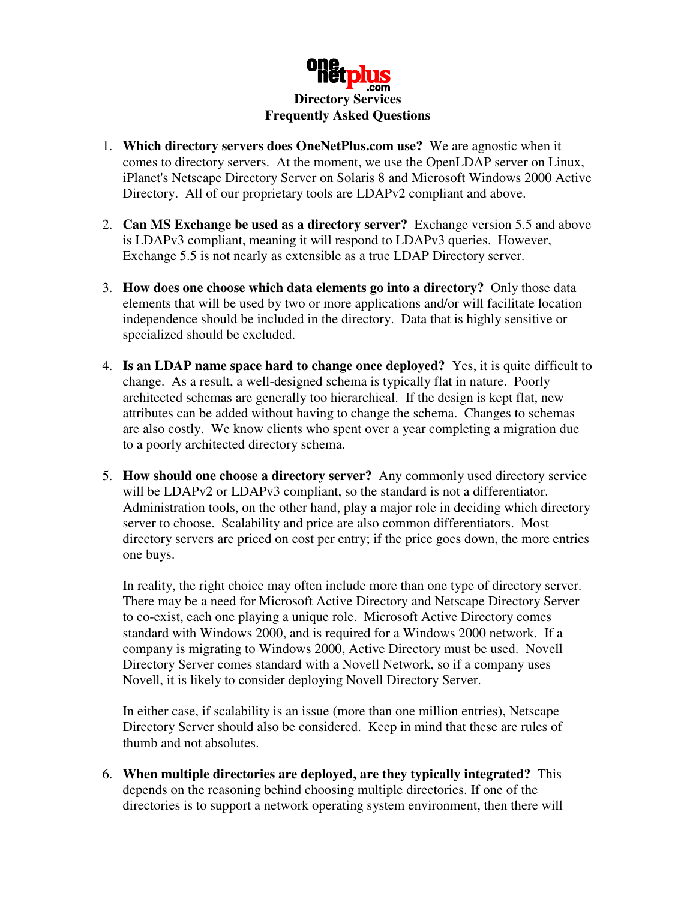# Directory Services
## Frequently Asked Questions

1. **Which directory servers does OneNetPlus.com use?** We are agnostic when it comes to directory servers. At the moment, we use the OpenLDAP server on Linux, iPlanet's Netscape Directory Server on Solaris 8 and Microsoft Windows 2000 Active Directory. All of our proprietary tools are LDAPv2 compliant and above.

2. **Can MS Exchange be used as a directory server?** Exchange version 5.5 and above is LDAPv3 compliant, meaning it will respond to LDAPv3 queries. However, Exchange 5.5 is not nearly as extensible as a true LDAP Directory server.

3. **How does one choose which data elements go into a directory?** Only those data elements that will be used by two or more applications and/or will facilitate location independence should be included in the directory. Data that is highly sensitive or specialized should be excluded.

4. **Is an LDAP name space hard to change once deployed?** Yes, it is quite difficult to change. As a result, a well-designed schema is typically flat in nature. Poorly architected schemas are generally too hierarchical. If the design is kept flat, new attributes can be added without having to change the schema. Changes to schemas are also costly. We know clients who spent over a year completing a migration due to a poorly architected directory schema.

5. **How should one choose a directory server?** Any commonly used directory service will be LDAPv2 or LDAPv3 compliant, so the standard is not a differentiator. Administration tools, on the other hand, play a major role in deciding which directory server to choose. Scalability and price are also common differentiators. Most directory servers are priced on cost per entry; if the price goes down, the more entries one buys.

   In reality, the right choice may often include more than one type of directory server. There may be a need for Microsoft Active Directory and Netscape Directory Server to co-exist, each one playing a unique role. Microsoft Active Directory comes standard with Windows 2000, and is required for a Windows 2000 network. If a company is migrating to Windows 2000, Active Directory must be used. Novell Directory Server comes standard with a Novell Network, so if a company uses Novell, it is likely to consider deploying Novell Directory Server.

   In either case, if scalability is an issue (more than one million entries), Netscape Directory Server should also be considered. Keep in mind that these are rules of thumb and not absolutes.

6. **When multiple directories are deployed, are they typically integrated?** This depends on the reasoning behind choosing multiple directories. If one of the directories is to support a network operating system environment, then there will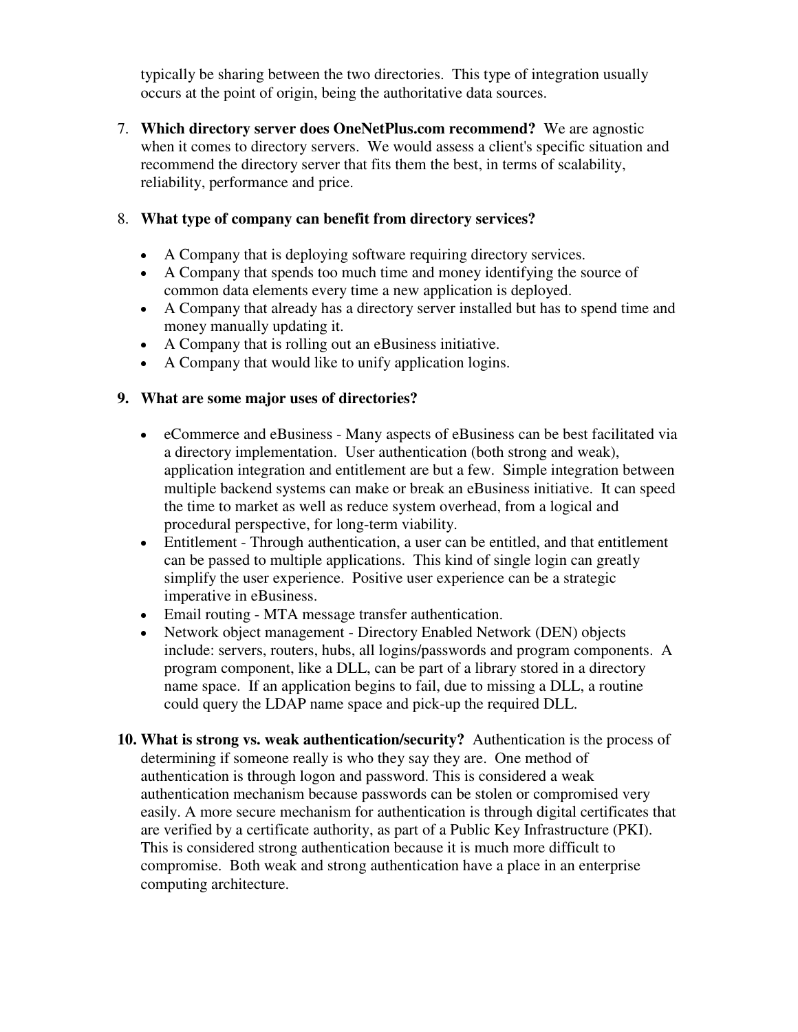typically be sharing between the two directories. This type of integration usually occurs at the point of origin, being the authoritative data sources.

7. **Which directory server does OneNetPlus.com recommend?** We are agnostic when it comes to directory servers. We would assess a client's specific situation and recommend the directory server that fits them the best, in terms of scalability, reliability, performance and price.

8. **What type of company can benefit from directory services?**

   - A Company that is deploying software requiring directory services.
   - A Company that spends too much time and money identifying the source of common data elements every time a new application is deployed.
   - A Company that already has a directory server installed but has to spend time and money manually updating it.
   - A Company that is rolling out an eBusiness initiative.
   - A Company that would like to unify application logins.

9. **What are some major uses of directories?**

   - eCommerce and eBusiness - Many aspects of eBusiness can be best facilitated via a directory implementation. User authentication (both strong and weak), application integration and entitlement are but a few. Simple integration between multiple backend systems can make or break an eBusiness initiative. It can speed the time to market as well as reduce system overhead, from a logical and procedural perspective, for long-term viability.
   - Entitlement - Through authentication, a user can be entitled, and that entitlement can be passed to multiple applications. This kind of single login can greatly simplify the user experience. Positive user experience can be a strategic imperative in eBusiness.
   - Email routing - MTA message transfer authentication.
   - Network object management - Directory Enabled Network (DEN) objects include: servers, routers, hubs, all logins/passwords and program components. A program component, like a DLL, can be part of a library stored in a directory name space. If an application begins to fail, due to missing a DLL, a routine could query the LDAP name space and pick-up the required DLL.

10. **What is strong vs. weak authentication/security?** Authentication is the process of determining if someone really is who they say they are. One method of authentication is through logon and password. This is considered a weak authentication mechanism because passwords can be stolen or compromised very easily. A more secure mechanism for authentication is through digital certificates that are verified by a certificate authority, as part of a Public Key Infrastructure (PKI). This is considered strong authentication because it is much more difficult to compromise. Both weak and strong authentication have a place in an enterprise computing architecture.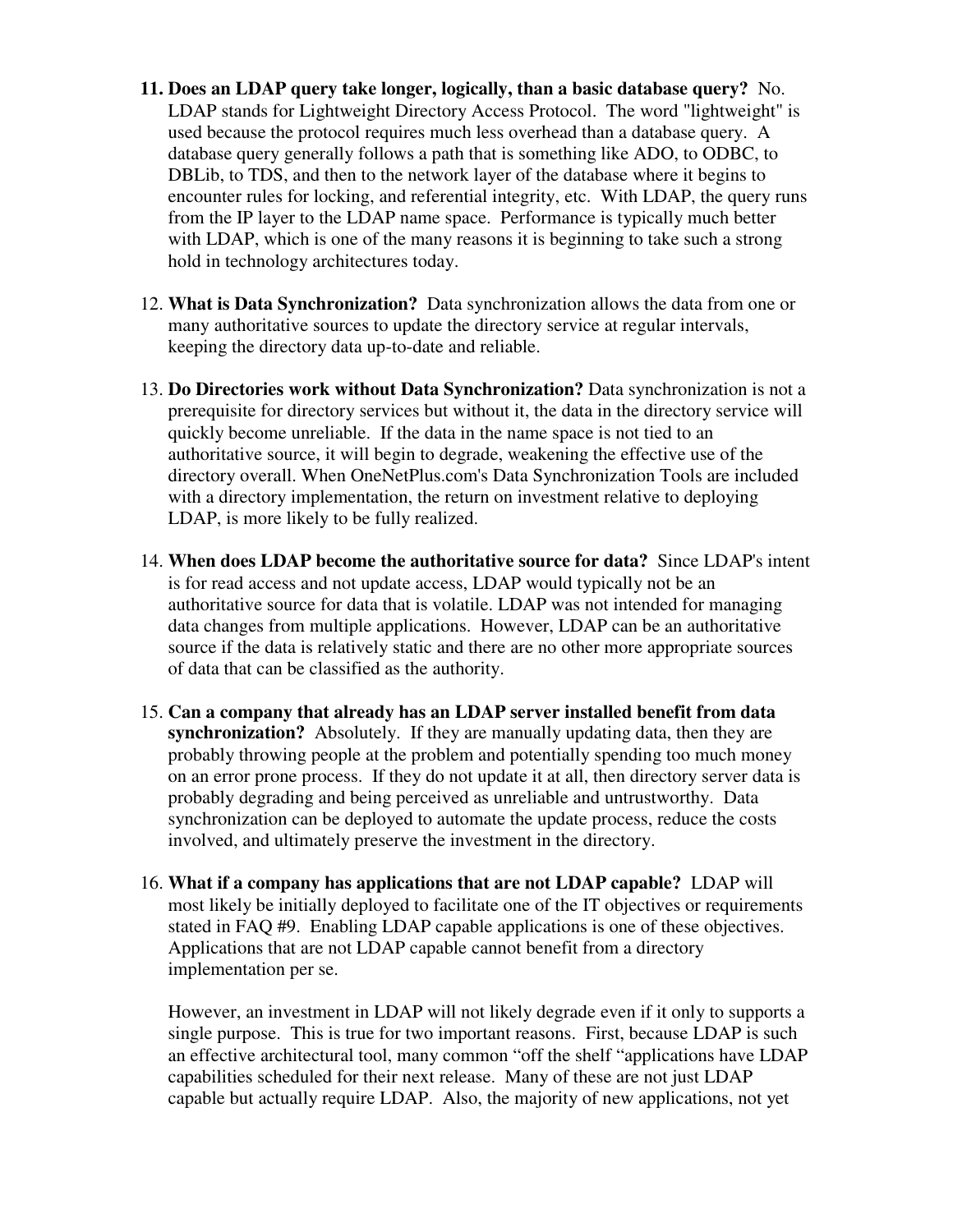11. **Does an LDAP query take longer, logically, than a basic database query?** No. LDAP stands for Lightweight Directory Access Protocol. The word "lightweight" is used because the protocol requires much less overhead than a database query. A database query generally follows a path that is something like ADO, to ODBC, to DBLib, to TDS, and then to the network layer of the database where it begins to encounter rules for locking, and referential integrity, etc. With LDAP, the query runs from the IP layer to the LDAP name space. Performance is typically much better with LDAP, which is one of the many reasons it is beginning to take such a strong hold in technology architectures today.

12. **What is Data Synchronization?** Data synchronization allows the data from one or many authoritative sources to update the directory service at regular intervals, keeping the directory data up-to-date and reliable.

13. **Do Directories work without Data Synchronization?** Data synchronization is not a prerequisite for directory services but without it, the data in the directory service will quickly become unreliable. If the data in the name space is not tied to an authoritative source, it will begin to degrade, weakening the effective use of the directory overall. When OneNetPlus.com's Data Synchronization Tools are included with a directory implementation, the return on investment relative to deploying LDAP, is more likely to be fully realized.

14. **When does LDAP become the authoritative source for data?** Since LDAP's intent is for read access and not update access, LDAP would typically not be an authoritative source for data that is volatile. LDAP was not intended for managing data changes from multiple applications. However, LDAP can be an authoritative source if the data is relatively static and there are no other more appropriate sources of data that can be classified as the authority.

15. **Can a company that already has an LDAP server installed benefit from data synchronization?** Absolutely. If they are manually updating data, then they are probably throwing people at the problem and potentially spending too much money on an error prone process. If they do not update it at all, then directory server data is probably degrading and being perceived as unreliable and untrustworthy. Data synchronization can be deployed to automate the update process, reduce the costs involved, and ultimately preserve the investment in the directory.

16. **What if a company has applications that are not LDAP capable?** LDAP will most likely be initially deployed to facilitate one of the IT objectives or requirements stated in FAQ #9. Enabling LDAP capable applications is one of these objectives. Applications that are not LDAP capable cannot benefit from a directory implementation per se.

    However, an investment in LDAP will not likely degrade even if it only to supports a single purpose. This is true for two important reasons. First, because LDAP is such an effective architectural tool, many common "off the shelf "applications have LDAP capabilities scheduled for their next release. Many of these are not just LDAP capable but actually require LDAP. Also, the majority of new applications, not yet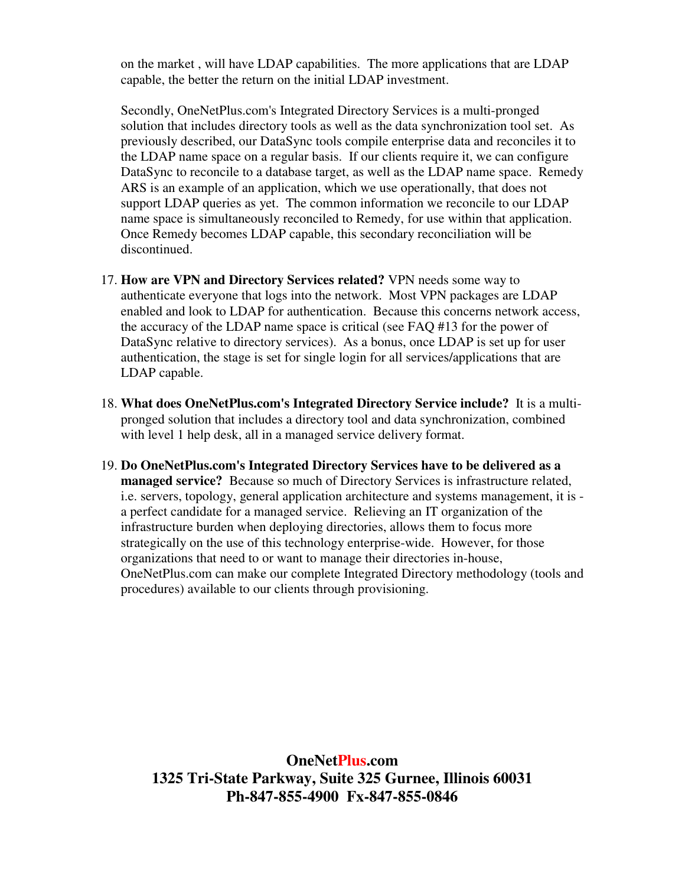on the market , will have LDAP capabilities. The more applications that are LDAP capable, the better the return on the initial LDAP investment.

Secondly, OneNetPlus.com's Integrated Directory Services is a multi-pronged solution that includes directory tools as well as the data synchronization tool set. As previously described, our DataSync tools compile enterprise data and reconciles it to the LDAP name space on a regular basis. If our clients require it, we can configure DataSync to reconcile to a database target, as well as the LDAP name space. Remedy ARS is an example of an application, which we use operationally, that does not support LDAP queries as yet. The common information we reconcile to our LDAP name space is simultaneously reconciled to Remedy, for use within that application. Once Remedy becomes LDAP capable, this secondary reconciliation will be discontinued.

17. **How are VPN and Directory Services related?** VPN needs some way to authenticate everyone that logs into the network. Most VPN packages are LDAP enabled and look to LDAP for authentication. Because this concerns network access, the accuracy of the LDAP name space is critical (see FAQ #13 for the power of DataSync relative to directory services). As a bonus, once LDAP is set up for user authentication, the stage is set for single login for all services/applications that are LDAP capable.

18. **What does OneNetPlus.com's Integrated Directory Service include?** It is a multi-pronged solution that includes a directory tool and data synchronization, combined with level 1 help desk, all in a managed service delivery format.

19. **Do OneNetPlus.com's Integrated Directory Services have to be delivered as a managed service?** Because so much of Directory Services is infrastructure related, i.e. servers, topology, general application architecture and systems management, it is - a perfect candidate for a managed service. Relieving an IT organization of the infrastructure burden when deploying directories, allows them to focus more strategically on the use of this technology enterprise-wide. However, for those organizations that need to or want to manage their directories in-house, OneNetPlus.com can make our complete Integrated Directory methodology (tools and procedures) available to our clients through provisioning.

**OneNetPlus.com**
**1325 Tri-State Parkway, Suite 325 Gurnee, Illinois 60031**
**Ph-847-855-4900 Fx-847-855-0846**